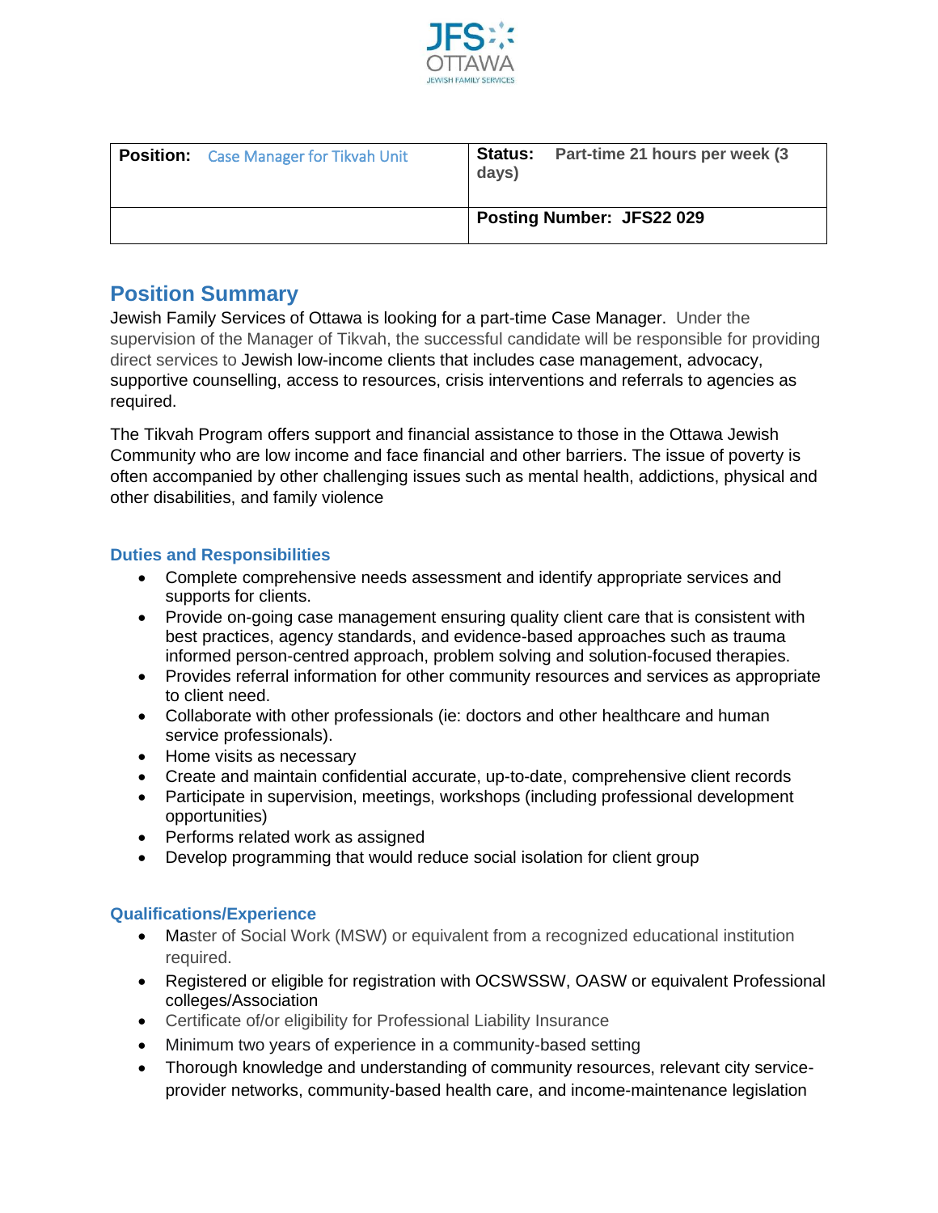| **Position:** Case Manager for Tikvah Unit | **Status:** Part-time 21 hours per week (3 days) |
| --- | --- |
| | **Posting Number: JFS22 029** |

## Position Summary

Jewish Family Services of Ottawa is looking for a part-time Case Manager. Under the supervision of the Manager of Tikvah, the successful candidate will be responsible for providing direct services to Jewish low-income clients that includes case management, advocacy, supportive counselling, access to resources, crisis interventions and referrals to agencies as required.

The Tikvah Program offers support and financial assistance to those in the Ottawa Jewish Community who are low income and face financial and other barriers. The issue of poverty is often accompanied by other challenging issues such as mental health, addictions, physical and other disabilities, and family violence

### Duties and Responsibilities

- Complete comprehensive needs assessment and identify appropriate services and supports for clients.
- Provide on-going case management ensuring quality client care that is consistent with best practices, agency standards, and evidence-based approaches such as trauma informed person-centred approach, problem solving and solution-focused therapies.
- Provides referral information for other community resources and services as appropriate to client need.
- Collaborate with other professionals (ie: doctors and other healthcare and human service professionals).
- Home visits as necessary
- Create and maintain confidential accurate, up-to-date, comprehensive client records
- Participate in supervision, meetings, workshops (including professional development opportunities)
- Performs related work as assigned
- Develop programming that would reduce social isolation for client group

### Qualifications/Experience

- Master of Social Work (MSW) or equivalent from a recognized educational institution required.
- Registered or eligible for registration with OCSWSSW, OASW or equivalent Professional colleges/Association
- Certificate of/or eligibility for Professional Liability Insurance
- Minimum two years of experience in a community-based setting
- Thorough knowledge and understanding of community resources, relevant city service-provider networks, community-based health care, and income-maintenance legislation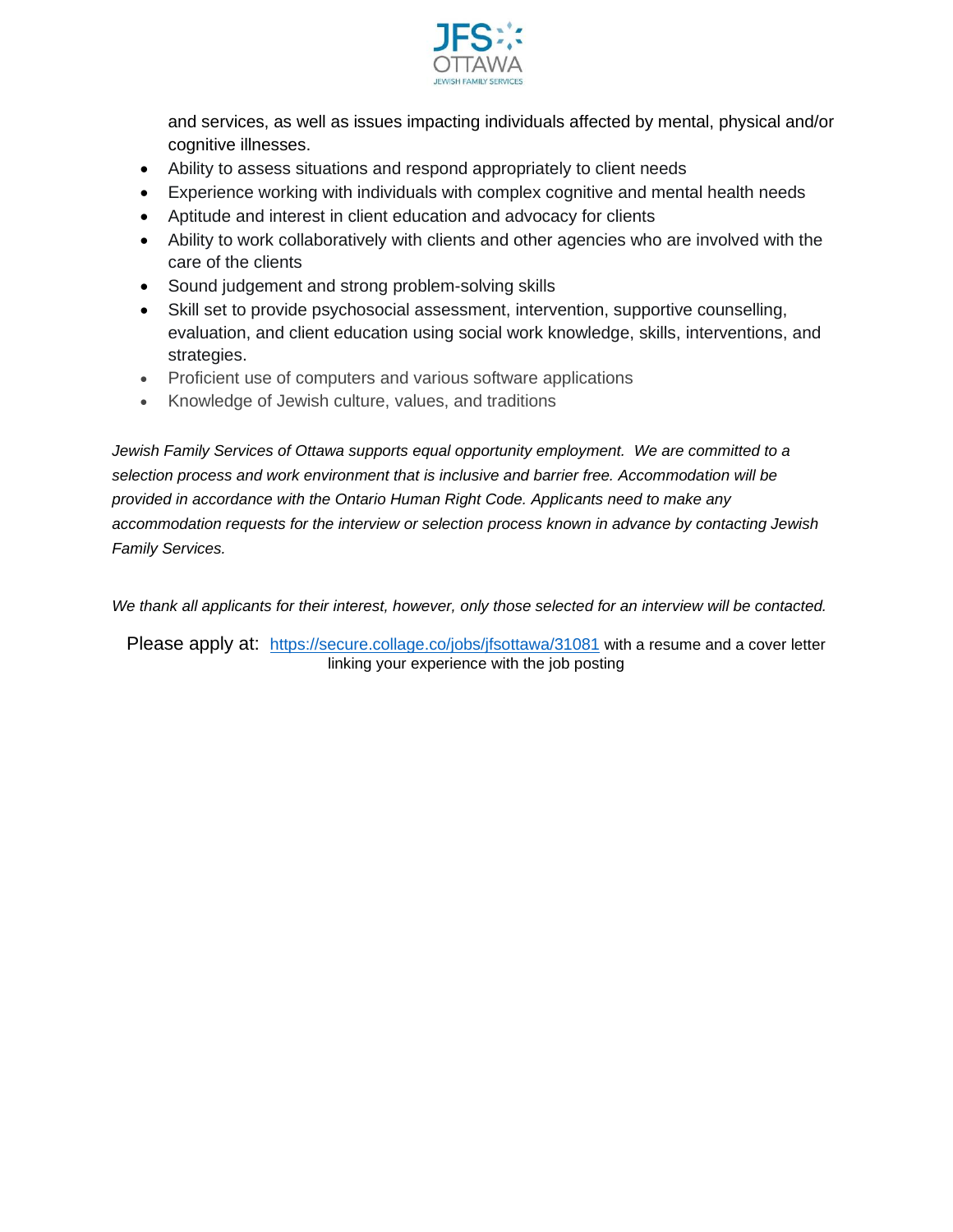and services, as well as issues impacting individuals affected by mental, physical and/or cognitive illnesses.

- Ability to assess situations and respond appropriately to client needs
- Experience working with individuals with complex cognitive and mental health needs
- Aptitude and interest in client education and advocacy for clients
- Ability to work collaboratively with clients and other agencies who are involved with the care of the clients
- Sound judgement and strong problem-solving skills
- Skill set to provide psychosocial assessment, intervention, supportive counselling, evaluation, and client education using social work knowledge, skills, interventions, and strategies.
- Proficient use of computers and various software applications
- Knowledge of Jewish culture, values, and traditions

*Jewish Family Services of Ottawa supports equal opportunity employment. We are committed to a selection process and work environment that is inclusive and barrier free. Accommodation will be provided in accordance with the Ontario Human Right Code. Applicants need to make any accommodation requests for the interview or selection process known in advance by contacting Jewish Family Services.*

*We thank all applicants for their interest, however, only those selected for an interview will be contacted.*

Please apply at: [https://secure.collage.co/jobs/jfsottawa/31081](https://secure.collage.co/jobs/jfsottawa/31081) with a resume and a cover letter linking your experience with the job posting